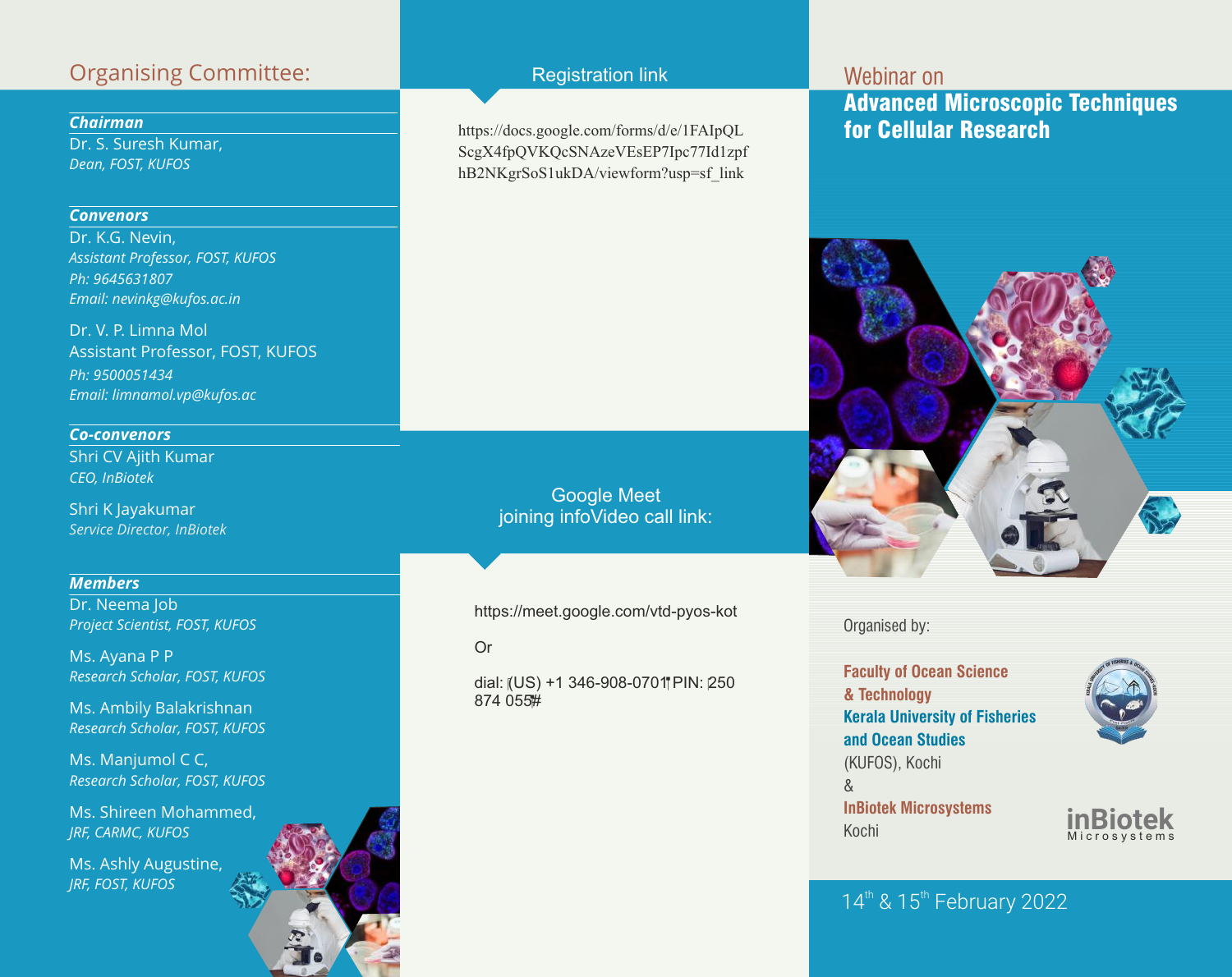# Webinar on

# Advanced Microscopic Techniques for Cellular Research

Organised by:

**Faculty of Ocean Science & Technology**
**Kerala University of Fisheries and Ocean Studies**
(KUFOS), Kochi
&
**InBiotek Microsystems**
Kochi

14th & 15th February 2022

## Organising Committee:

### *Chairman*

Dr. S. Suresh Kumar,
*Dean, FOST, KUFOS*

### *Convenors*

Dr. K.G. Nevin,
*Assistant Professor, FOST, KUFOS*
*Ph: 9645631807*
*Email: nevinkg@kufos.ac.in*

Dr. V. P. Limna Mol
Assistant Professor, FOST, KUFOS
*Ph: 9500051434*
*Email: limnamol.vp@kufos.ac*

### *Co-convenors*

Shri CV Ajith Kumar
*CEO, InBiotek*

Shri K Jayakumar
*Service Director, InBiotek*

### *Members*

Dr. Neema Job
*Project Scientist, FOST, KUFOS*

Ms. Ayana P P
*Research Scholar, FOST, KUFOS*

Ms. Ambily Balakrishnan
*Research Scholar, FOST, KUFOS*

Ms. Manjumol C C,
*Research Scholar, FOST, KUFOS*

Ms. Shireen Mohammed,
*JRF, CARMC, KUFOS*

Ms. Ashly Augustine,
*JRF, FOST, KUFOS*

## Registration link

https://docs.google.com/forms/d/e/1FAIpQLScgX4fpQVKQcSNAzeVEsEP7Ipc77Id1zpfhB2NKgrSoS1ukDA/viewform?usp=sf_link

## Google Meet joining infoVideo call link:

https://meet.google.com/vtd-pyos-kot

Or

dial: (US) +1 346-908-0701 PIN: 250 874 055#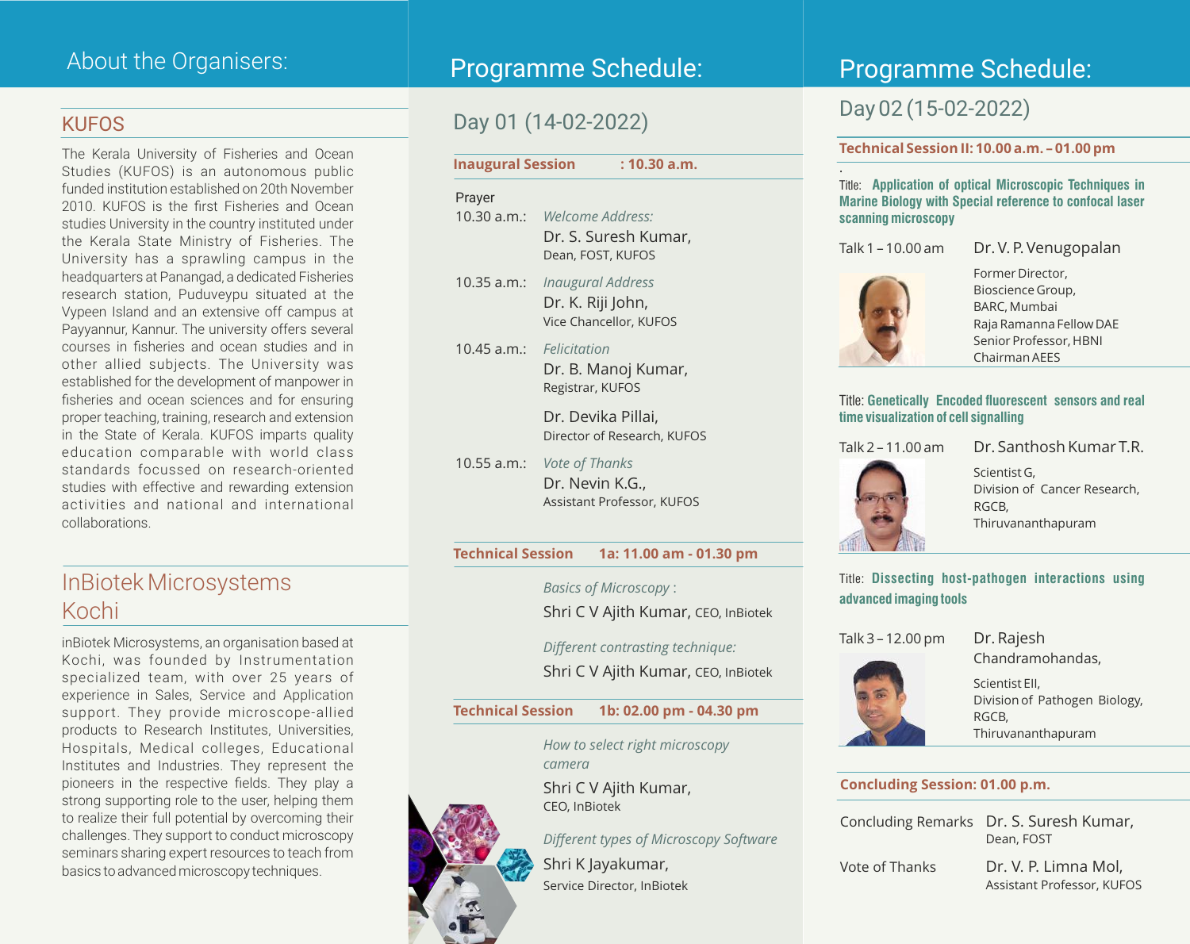## About the Organisers:

### KUFOS

The Kerala University of Fisheries and Ocean Studies (KUFOS) is an autonomous public funded institution established on 20th November 2010. KUFOS is the first Fisheries and Ocean studies University in the country instituted under the Kerala State Ministry of Fisheries. The University has a sprawling campus in the headquarters at Panangad, a dedicated Fisheries research station, Puduveypu situated at the Vypeen Island and an extensive off campus at Payyannur, Kannur. The university offers several courses in fisheries and ocean studies and in other allied subjects. The University was established for the development of manpower in fisheries and ocean sciences and for ensuring proper teaching, training, research and extension in the State of Kerala. KUFOS imparts quality education comparable with world class standards focussed on research-oriented studies with effective and rewarding extension activities and national and international collaborations.

### InBiotek Microsystems Kochi

inBiotek Microsystems, an organisation based at Kochi, was founded by Instrumentation specialized team, with over 25 years of experience in Sales, Service and Application support. They provide microscope-allied products to Research Institutes, Universities, Hospitals, Medical colleges, Educational Institutes and Industries. They represent the pioneers in the respective fields. They play a strong supporting role to the user, helping them to realize their full potential by overcoming their challenges. They support to conduct microscopy seminars sharing expert resources to teach from basics to advanced microscopy techniques.

## Programme Schedule:

### Day 01 (14-02-2022)

**Inaugural Session : 10.30 a.m.**

Prayer

10.30 a.m.: *Welcome Address:*
Dr. S. Suresh Kumar,
Dean, FOST, KUFOS

10.35 a.m.: *Inaugural Address*
Dr. K. Riji John,
Vice Chancellor, KUFOS

10.45 a.m.: *Felicitation*
Dr. B. Manoj Kumar,
Registrar, KUFOS

Dr. Devika Pillai,
Director of Research, KUFOS

10.55 a.m.: *Vote of Thanks*
Dr. Nevin K.G.,
Assistant Professor, KUFOS

**Technical Session 1a: 11.00 am - 01.30 pm**

*Basics of Microscopy* :
Shri C V Ajith Kumar, CEO, InBiotek

*Different contrasting technique:*
Shri C V Ajith Kumar, CEO, InBiotek

**Technical Session 1b: 02.00 pm - 04.30 pm**

*How to select right microscopy camera*
Shri C V Ajith Kumar,
CEO, InBiotek

*Different types of Microscopy Software*
Shri K Jayakumar,
Service Director, InBiotek

## Programme Schedule:

### Day 02 (15-02-2022)

**Technical Session II: 10.00 a.m. – 01.00 pm**

Title: **Application of optical Microscopic Techniques in Marine Biology with Special reference to confocal laser scanning microscopy**

Talk 1 – 10.00 am — Dr. V. P. Venugopalan
Former Director,
Bioscience Group,
BARC, Mumbai
Raja Ramanna Fellow DAE
Senior Professor, HBNI
Chairman AEES

Title: **Genetically Encoded fluorescent sensors and real time visualization of cell signalling**

Talk 2 – 11.00 am — Dr. Santhosh Kumar T.R.
Scientist G,
Division of Cancer Research,
RGCB,
Thiruvananthapuram

Title: **Dissecting host-pathogen interactions using advanced imaging tools**

Talk 3 – 12.00 pm — Dr. Rajesh Chandramohandas,
Scientist EII,
Division of Pathogen Biology,
RGCB,
Thiruvananthapuram

**Concluding Session: 01.00 p.m.**

Concluding Remarks — Dr. S. Suresh Kumar,
Dean, FOST

Vote of Thanks — Dr. V. P. Limna Mol,
Assistant Professor, KUFOS